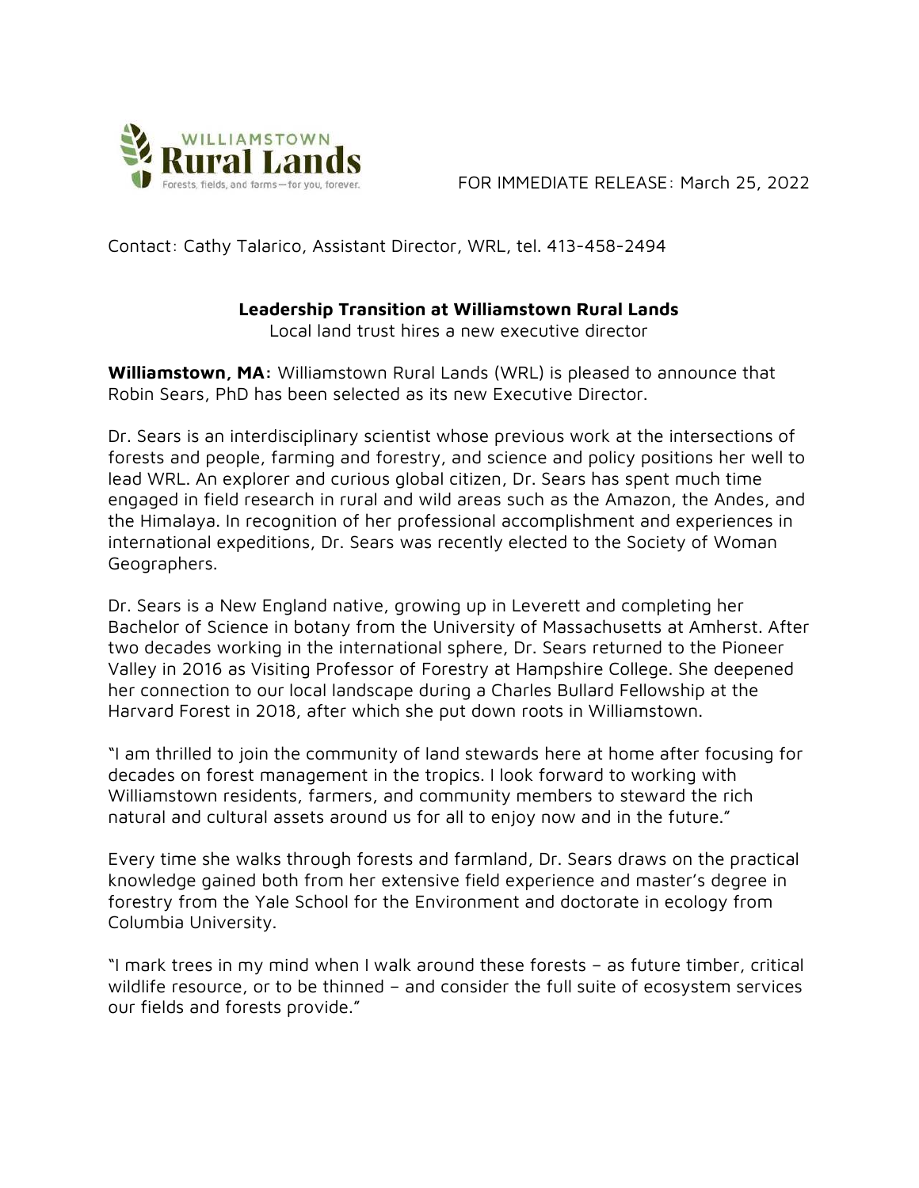WILLIAMSTOWN
**Rural Lands**
Forests, fields, and farms—for you, forever.

FOR IMMEDIATE RELEASE: March 25, 2022

Contact: Cathy Talarico, Assistant Director, WRL, tel. 413-458-2494

## Leadership Transition at Williamstown Rural Lands

Local land trust hires a new executive director

**Williamstown, MA:** Williamstown Rural Lands (WRL) is pleased to announce that Robin Sears, PhD has been selected as its new Executive Director.

Dr. Sears is an interdisciplinary scientist whose previous work at the intersections of forests and people, farming and forestry, and science and policy positions her well to lead WRL. An explorer and curious global citizen, Dr. Sears has spent much time engaged in field research in rural and wild areas such as the Amazon, the Andes, and the Himalaya. In recognition of her professional accomplishment and experiences in international expeditions, Dr. Sears was recently elected to the Society of Woman Geographers.

Dr. Sears is a New England native, growing up in Leverett and completing her Bachelor of Science in botany from the University of Massachusetts at Amherst. After two decades working in the international sphere, Dr. Sears returned to the Pioneer Valley in 2016 as Visiting Professor of Forestry at Hampshire College. She deepened her connection to our local landscape during a Charles Bullard Fellowship at the Harvard Forest in 2018, after which she put down roots in Williamstown.

"I am thrilled to join the community of land stewards here at home after focusing for decades on forest management in the tropics. I look forward to working with Williamstown residents, farmers, and community members to steward the rich natural and cultural assets around us for all to enjoy now and in the future."

Every time she walks through forests and farmland, Dr. Sears draws on the practical knowledge gained both from her extensive field experience and master's degree in forestry from the Yale School for the Environment and doctorate in ecology from Columbia University.

"I mark trees in my mind when I walk around these forests – as future timber, critical wildlife resource, or to be thinned – and consider the full suite of ecosystem services our fields and forests provide."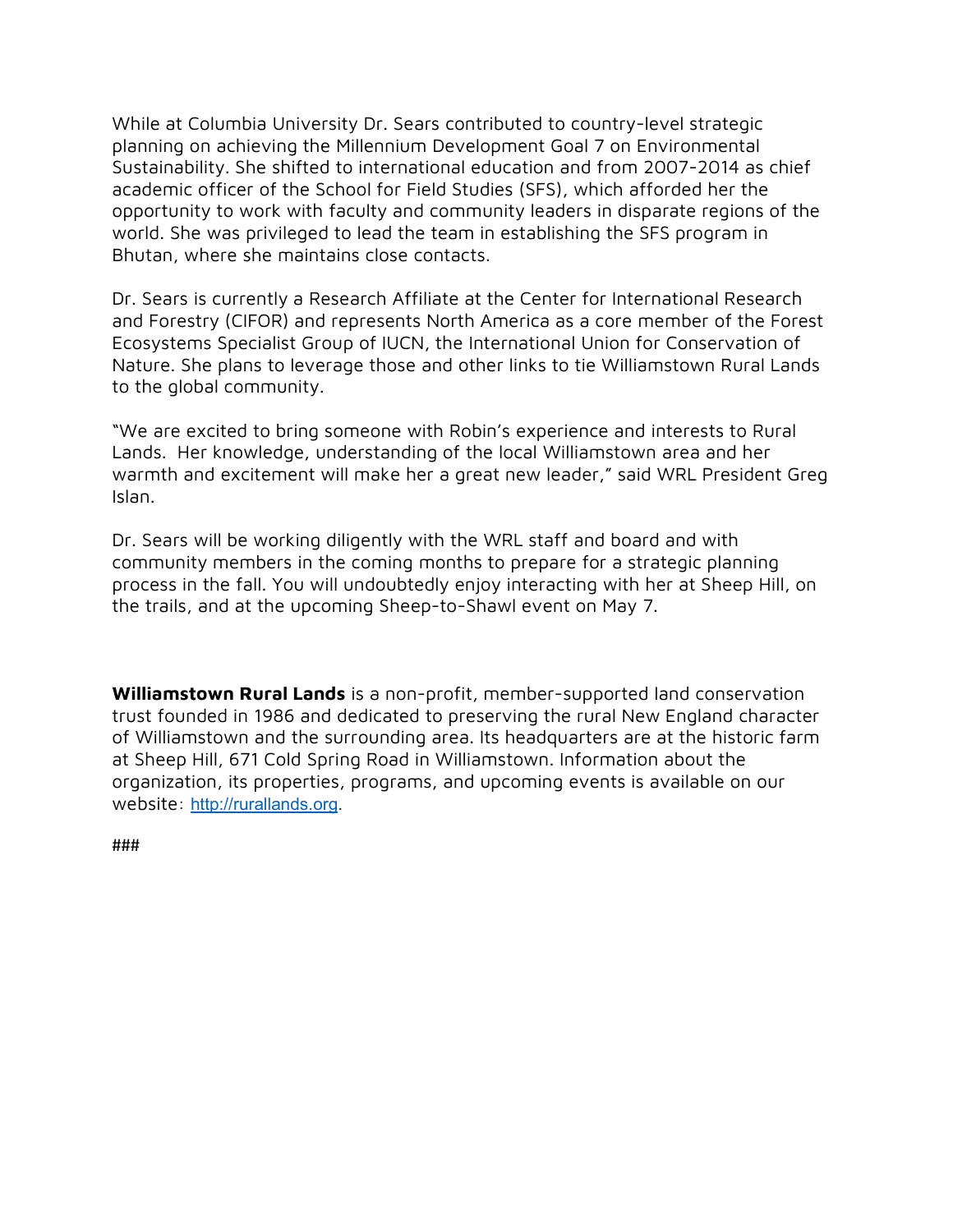While at Columbia University Dr. Sears contributed to country-level strategic planning on achieving the Millennium Development Goal 7 on Environmental Sustainability. She shifted to international education and from 2007-2014 as chief academic officer of the School for Field Studies (SFS), which afforded her the opportunity to work with faculty and community leaders in disparate regions of the world. She was privileged to lead the team in establishing the SFS program in Bhutan, where she maintains close contacts.

Dr. Sears is currently a Research Affiliate at the Center for International Research and Forestry (CIFOR) and represents North America as a core member of the Forest Ecosystems Specialist Group of IUCN, the International Union for Conservation of Nature. She plans to leverage those and other links to tie Williamstown Rural Lands to the global community.

"We are excited to bring someone with Robin's experience and interests to Rural Lands. Her knowledge, understanding of the local Williamstown area and her warmth and excitement will make her a great new leader," said WRL President Greg Islan.

Dr. Sears will be working diligently with the WRL staff and board and with community members in the coming months to prepare for a strategic planning process in the fall. You will undoubtedly enjoy interacting with her at Sheep Hill, on the trails, and at the upcoming Sheep-to-Shawl event on May 7.

**Williamstown Rural Lands** is a non-profit, member-supported land conservation trust founded in 1986 and dedicated to preserving the rural New England character of Williamstown and the surrounding area. Its headquarters are at the historic farm at Sheep Hill, 671 Cold Spring Road in Williamstown. Information about the organization, its properties, programs, and upcoming events is available on our website: http://rurallands.org.

###